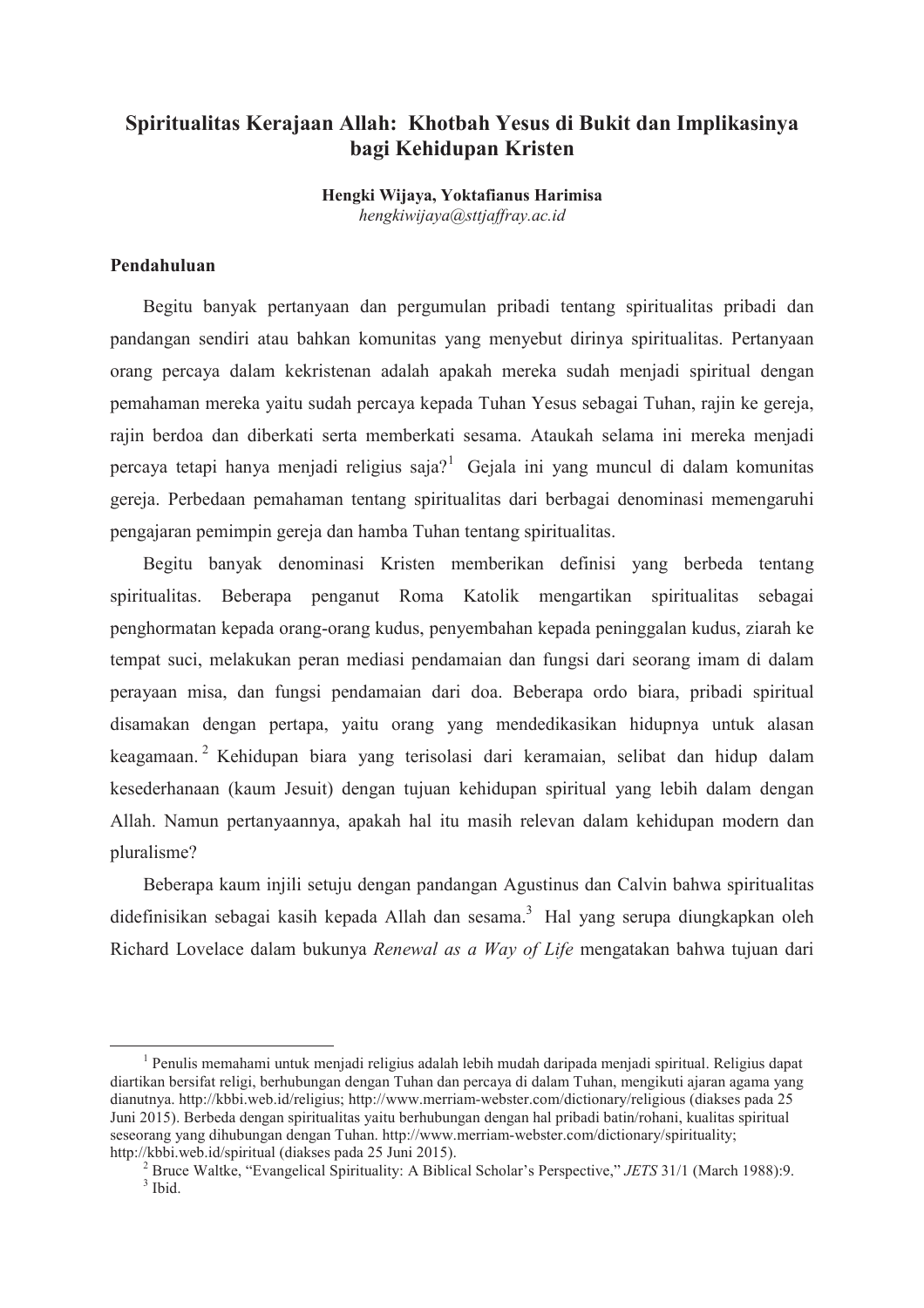# Spiritualitas Kerajaan Allah: Khotbah Yesus di Bukit dan Implikasinya bagi Kehidupan Kristen

**Hengki Wijaya, Yoktafianus Harimisa**
*hengkiwijaya@sttjaffray.ac.id*

## Pendahuluan

Begitu banyak pertanyaan dan pergumulan pribadi tentang spiritualitas pribadi dan pandangan sendiri atau bahkan komunitas yang menyebut dirinya spiritualitas. Pertanyaan orang percaya dalam kekristenan adalah apakah mereka sudah menjadi spiritual dengan pemahaman mereka yaitu sudah percaya kepada Tuhan Yesus sebagai Tuhan, rajin ke gereja, rajin berdoa dan diberkati serta memberkati sesama. Ataukah selama ini mereka menjadi percaya tetapi hanya menjadi religius saja?[1] Gejala ini yang muncul di dalam komunitas gereja. Perbedaan pemahaman tentang spiritualitas dari berbagai denominasi memengaruhi pengajaran pemimpin gereja dan hamba Tuhan tentang spiritualitas.

Begitu banyak denominasi Kristen memberikan definisi yang berbeda tentang spiritualitas. Beberapa penganut Roma Katolik mengartikan spiritualitas sebagai penghormatan kepada orang-orang kudus, penyembahan kepada peninggalan kudus, ziarah ke tempat suci, melakukan peran mediasi pendamaian dan fungsi dari seorang imam di dalam perayaan misa, dan fungsi pendamaian dari doa. Beberapa ordo biara, pribadi spiritual disamakan dengan pertapa, yaitu orang yang mendedikasikan hidupnya untuk alasan keagamaan.[2] Kehidupan biara yang terisolasi dari keramaian, selibat dan hidup dalam kesederhanaan (kaum Jesuit) dengan tujuan kehidupan spiritual yang lebih dalam dengan Allah. Namun pertanyaannya, apakah hal itu masih relevan dalam kehidupan modern dan pluralisme?

Beberapa kaum injili setuju dengan pandangan Agustinus dan Calvin bahwa spiritualitas didefinisikan sebagai kasih kepada Allah dan sesama.[3] Hal yang serupa diungkapkan oleh Richard Lovelace dalam bukunya *Renewal as a Way of Life* mengatakan bahwa tujuan dari

---

[1] Penulis memahami untuk menjadi religius adalah lebih mudah daripada menjadi spiritual. Religius dapat diartikan bersifat religi, berhubungan dengan Tuhan dan percaya di dalam Tuhan, mengikuti ajaran agama yang dianutnya. http://kbbi.web.id/religius; http://www.merriam-webster.com/dictionary/religious (diakses pada 25 Juni 2015). Berbeda dengan spiritualitas yaitu berhubungan dengan hal pribadi batin/rohani, kualitas spiritual seseorang yang dihubungan dengan Tuhan. http://www.merriam-webster.com/dictionary/spirituality; http://kbbi.web.id/spiritual (diakses pada 25 Juni 2015).

[2] Bruce Waltke, "Evangelical Spirituality: A Biblical Scholar's Perspective," *JETS* 31/1 (March 1988):9.

[3] Ibid.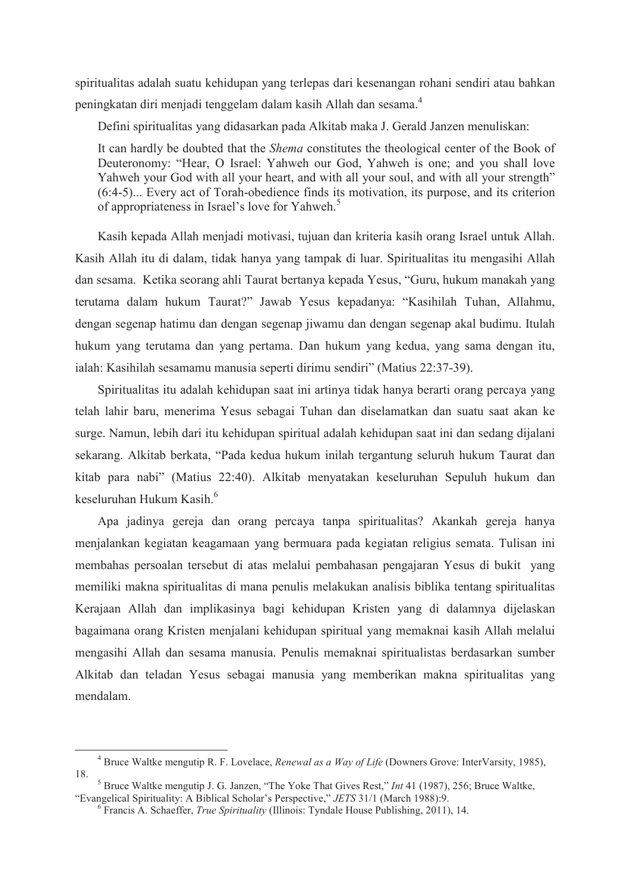spiritualitas adalah suatu kehidupan yang terlepas dari kesenangan rohani sendiri atau bahkan peningkatan diri menjadi tenggelam dalam kasih Allah dan sesama.[4]

Defini spiritualitas yang didasarkan pada Alkitab maka J. Gerald Janzen menuliskan:

> It can hardly be doubted that the *Shema* constitutes the theological center of the Book of Deuteronomy: "Hear, O Israel: Yahweh our God, Yahweh is one; and you shall love Yahweh your God with all your heart, and with all your soul, and with all your strength" (6:4-5)... Every act of Torah-obedience finds its motivation, its purpose, and its criterion of appropriateness in Israel's love for Yahweh.[5]

Kasih kepada Allah menjadi motivasi, tujuan dan kriteria kasih orang Israel untuk Allah. Kasih Allah itu di dalam, tidak hanya yang tampak di luar. Spiritualitas itu mengasihi Allah dan sesama. Ketika seorang ahli Taurat bertanya kepada Yesus, "Guru, hukum manakah yang terutama dalam hukum Taurat?" Jawab Yesus kepadanya: "Kasihilah Tuhan, Allahmu, dengan segenap hatimu dan dengan segenap jiwamu dan dengan segenap akal budimu. Itulah hukum yang terutama dan yang pertama. Dan hukum yang kedua, yang sama dengan itu, ialah: Kasihilah sesamamu manusia seperti dirimu sendiri" (Matius 22:37-39).

Spiritualitas itu adalah kehidupan saat ini artinya tidak hanya berarti orang percaya yang telah lahir baru, menerima Yesus sebagai Tuhan dan diselamatkan dan suatu saat akan ke surge. Namun, lebih dari itu kehidupan spiritual adalah kehidupan saat ini dan sedang dijalani sekarang. Alkitab berkata, "Pada kedua hukum inilah tergantung seluruh hukum Taurat dan kitab para nabi" (Matius 22:40). Alkitab menyatakan keseluruhan Sepuluh hukum dan keseluruhan Hukum Kasih.[6]

Apa jadinya gereja dan orang percaya tanpa spiritualitas? Akankah gereja hanya menjalankan kegiatan keagamaan yang bermuara pada kegiatan religius semata. Tulisan ini membahas persoalan tersebut di atas melalui pembahasan pengajaran Yesus di bukit yang memiliki makna spiritualitas di mana penulis melakukan analisis biblika tentang spiritualitas Kerajaan Allah dan implikasinya bagi kehidupan Kristen yang di dalamnya dijelaskan bagaimana orang Kristen menjalani kehidupan spiritual yang memaknai kasih Allah melalui mengasihi Allah dan sesama manusia. Penulis memaknai spiritualistas berdasarkan sumber Alkitab dan teladan Yesus sebagai manusia yang memberikan makna spiritualitas yang mendalam.

---

[4] Bruce Waltke mengutip R. F. Lovelace, *Renewal as a Way of Life* (Downers Grove: InterVarsity, 1985), 18.

[5] Bruce Waltke mengutip J. G. Janzen, "The Yoke That Gives Rest," *Int* 41 (1987), 256; Bruce Waltke, "Evangelical Spirituality: A Biblical Scholar's Perspective," *JETS* 31/1 (March 1988):9.

[6] Francis A. Schaeffer, *True Spirituality* (Illinois: Tyndale House Publishing, 2011), 14.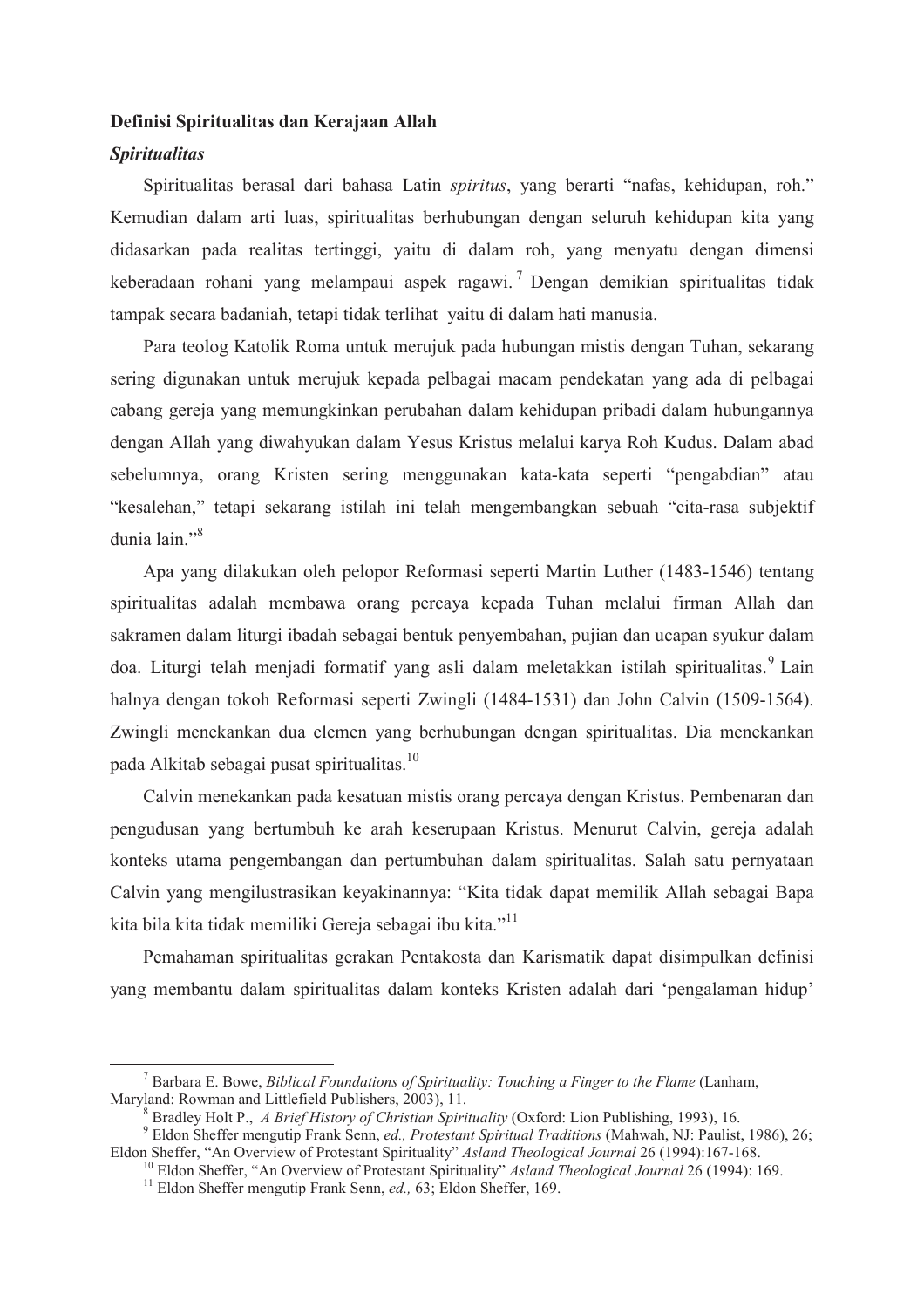**Definisi Spiritualitas dan Kerajaan Allah**

***Spiritualitas***

Spiritualitas berasal dari bahasa Latin *spiritus*, yang berarti "nafas, kehidupan, roh." Kemudian dalam arti luas, spiritualitas berhubungan dengan seluruh kehidupan kita yang didasarkan pada realitas tertinggi, yaitu di dalam roh, yang menyatu dengan dimensi keberadaan rohani yang melampaui aspek ragawi.[7] Dengan demikian spiritualitas tidak tampak secara badaniah, tetapi tidak terlihat yaitu di dalam hati manusia.

Para teolog Katolik Roma untuk merujuk pada hubungan mistis dengan Tuhan, sekarang sering digunakan untuk merujuk kepada pelbagai macam pendekatan yang ada di pelbagai cabang gereja yang memungkinkan perubahan dalam kehidupan pribadi dalam hubungannya dengan Allah yang diwahyukan dalam Yesus Kristus melalui karya Roh Kudus. Dalam abad sebelumnya, orang Kristen sering menggunakan kata-kata seperti "pengabdian" atau "kesalehan," tetapi sekarang istilah ini telah mengembangkan sebuah "cita-rasa subjektif dunia lain."[8]

Apa yang dilakukan oleh pelopor Reformasi seperti Martin Luther (1483-1546) tentang spiritualitas adalah membawa orang percaya kepada Tuhan melalui firman Allah dan sakramen dalam liturgi ibadah sebagai bentuk penyembahan, pujian dan ucapan syukur dalam doa. Liturgi telah menjadi formatif yang asli dalam meletakkan istilah spiritualitas.[9] Lain halnya dengan tokoh Reformasi seperti Zwingli (1484-1531) dan John Calvin (1509-1564). Zwingli menekankan dua elemen yang berhubungan dengan spiritualitas. Dia menekankan pada Alkitab sebagai pusat spiritualitas.[10]

Calvin menekankan pada kesatuan mistis orang percaya dengan Kristus. Pembenaran dan pengudusan yang bertumbuh ke arah keserupaan Kristus. Menurut Calvin, gereja adalah konteks utama pengembangan dan pertumbuhan dalam spiritualitas. Salah satu pernyataan Calvin yang mengilustrasikan keyakinannya: "Kita tidak dapat memilik Allah sebagai Bapa kita bila kita tidak memiliki Gereja sebagai ibu kita."[11]

Pemahaman spiritualitas gerakan Pentakosta dan Karismatik dapat disimpulkan definisi yang membantu dalam spiritualitas dalam konteks Kristen adalah dari 'pengalaman hidup'

---

[7] Barbara E. Bowe, *Biblical Foundations of Spirituality: Touching a Finger to the Flame* (Lanham, Maryland: Rowman and Littlefield Publishers, 2003), 11.

[8] Bradley Holt P., *A Brief History of Christian Spirituality* (Oxford: Lion Publishing, 1993), 16.

[9] Eldon Sheffer mengutip Frank Senn, *ed., Protestant Spiritual Traditions* (Mahwah, NJ: Paulist, 1986), 26; Eldon Sheffer, "An Overview of Protestant Spirituality" *Asland Theological Journal* 26 (1994):167-168.

[10] Eldon Sheffer, "An Overview of Protestant Spirituality" *Asland Theological Journal* 26 (1994): 169.

[11] Eldon Sheffer mengutip Frank Senn, *ed.,* 63; Eldon Sheffer, 169.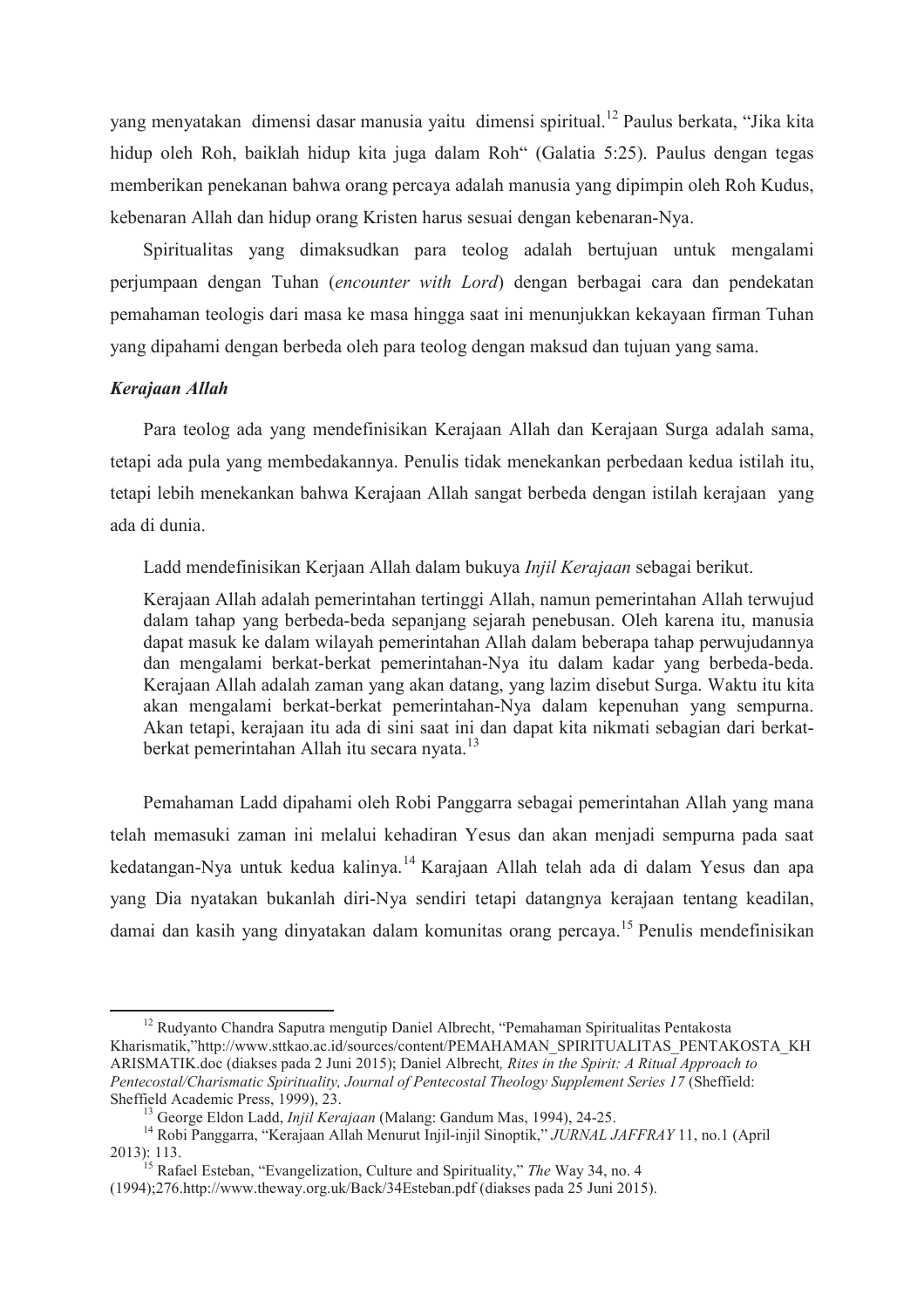yang menyatakan dimensi dasar manusia yaitu dimensi spiritual.[12] Paulus berkata, "Jika kita hidup oleh Roh, baiklah hidup kita juga dalam Roh" (Galatia 5:25). Paulus dengan tegas memberikan penekanan bahwa orang percaya adalah manusia yang dipimpin oleh Roh Kudus, kebenaran Allah dan hidup orang Kristen harus sesuai dengan kebenaran-Nya.

Spiritualitas yang dimaksudkan para teolog adalah bertujuan untuk mengalami perjumpaan dengan Tuhan (*encounter with Lord*) dengan berbagai cara dan pendekatan pemahaman teologis dari masa ke masa hingga saat ini menunjukkan kekayaan firman Tuhan yang dipahami dengan berbeda oleh para teolog dengan maksud dan tujuan yang sama.

***Kerajaan Allah***

Para teolog ada yang mendefinisikan Kerajaan Allah dan Kerajaan Surga adalah sama, tetapi ada pula yang membedakannya. Penulis tidak menekankan perbedaan kedua istilah itu, tetapi lebih menekankan bahwa Kerajaan Allah sangat berbeda dengan istilah kerajaan yang ada di dunia.

Ladd mendefinisikan Kerjaan Allah dalam bukuya *Injil Kerajaan* sebagai berikut.

> Kerajaan Allah adalah pemerintahan tertinggi Allah, namun pemerintahan Allah terwujud dalam tahap yang berbeda-beda sepanjang sejarah penebusan. Oleh karena itu, manusia dapat masuk ke dalam wilayah pemerintahan Allah dalam beberapa tahap perwujudannya dan mengalami berkat-berkat pemerintahan-Nya itu dalam kadar yang berbeda-beda. Kerajaan Allah adalah zaman yang akan datang, yang lazim disebut Surga. Waktu itu kita akan mengalami berkat-berkat pemerintahan-Nya dalam kepenuhan yang sempurna. Akan tetapi, kerajaan itu ada di sini saat ini dan dapat kita nikmati sebagian dari berkat-berkat pemerintahan Allah itu secara nyata.[13]

Pemahaman Ladd dipahami oleh Robi Panggarra sebagai pemerintahan Allah yang mana telah memasuki zaman ini melalui kehadiran Yesus dan akan menjadi sempurna pada saat kedatangan-Nya untuk kedua kalinya.[14] Karajaan Allah telah ada di dalam Yesus dan apa yang Dia nyatakan bukanlah diri-Nya sendiri tetapi datangnya kerajaan tentang keadilan, damai dan kasih yang dinyatakan dalam komunitas orang percaya.[15] Penulis mendefinisikan

---

[12] Rudyanto Chandra Saputra mengutip Daniel Albrecht, "Pemahaman Spiritualitas Pentakosta Kharismatik,"http://www.sttkao.ac.id/sources/content/PEMAHAMAN_SPIRITUALITAS_PENTAKOSTA_KHARISMATIK.doc (diakses pada 2 Juni 2015); Daniel Albrecht*, Rites in the Spirit: A Ritual Approach to Pentecostal/Charismatic Spirituality, Journal of Pentecostal Theology Supplement Series 17* (Sheffield: Sheffield Academic Press, 1999), 23.

[13] George Eldon Ladd, *Injil Kerajaan* (Malang: Gandum Mas, 1994), 24-25.

[14] Robi Panggarra, "Kerajaan Allah Menurut Injil-injil Sinoptik," *JURNAL JAFFRAY* 11, no.1 (April 2013): 113.

[15] Rafael Esteban, "Evangelization, Culture and Spirituality," *The* Way 34, no. 4 (1994);276.http://www.theway.org.uk/Back/34Esteban.pdf (diakses pada 25 Juni 2015).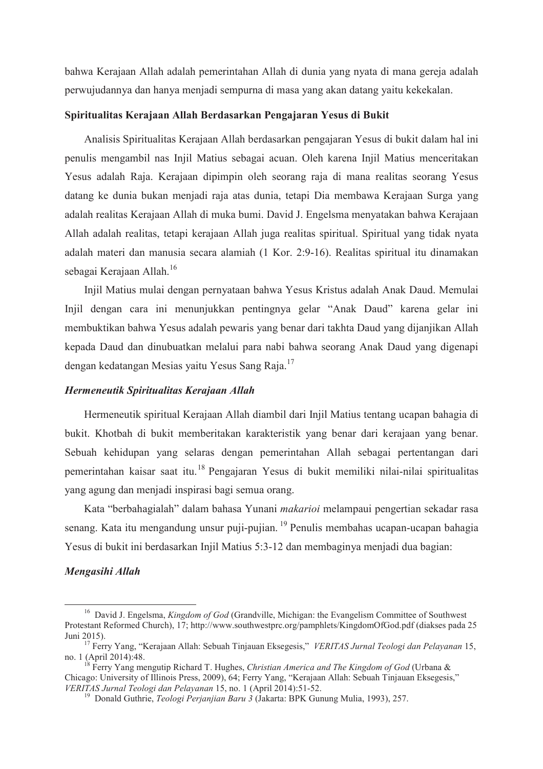bahwa Kerajaan Allah adalah pemerintahan Allah di dunia yang nyata di mana gereja adalah perwujudannya dan hanya menjadi sempurna di masa yang akan datang yaitu kekekalan.

**Spiritualitas Kerajaan Allah Berdasarkan Pengajaran Yesus di Bukit**

Analisis Spiritualitas Kerajaan Allah berdasarkan pengajaran Yesus di bukit dalam hal ini penulis mengambil nas Injil Matius sebagai acuan. Oleh karena Injil Matius menceritakan Yesus adalah Raja. Kerajaan dipimpin oleh seorang raja di mana realitas seorang Yesus datang ke dunia bukan menjadi raja atas dunia, tetapi Dia membawa Kerajaan Surga yang adalah realitas Kerajaan Allah di muka bumi. David J. Engelsma menyatakan bahwa Kerajaan Allah adalah realitas, tetapi kerajaan Allah juga realitas spiritual. Spiritual yang tidak nyata adalah materi dan manusia secara alamiah (1 Kor. 2:9-16). Realitas spiritual itu dinamakan sebagai Kerajaan Allah.[16]

Injil Matius mulai dengan pernyataan bahwa Yesus Kristus adalah Anak Daud. Memulai Injil dengan cara ini menunjukkan pentingnya gelar "Anak Daud" karena gelar ini membuktikan bahwa Yesus adalah pewaris yang benar dari takhta Daud yang dijanjikan Allah kepada Daud dan dinubuatkan melalui para nabi bahwa seorang Anak Daud yang digenapi dengan kedatangan Mesias yaitu Yesus Sang Raja.[17]

***Hermeneutik Spiritualitas Kerajaan Allah***

Hermeneutik spiritual Kerajaan Allah diambil dari Injil Matius tentang ucapan bahagia di bukit. Khotbah di bukit memberitakan karakteristik yang benar dari kerajaan yang benar. Sebuah kehidupan yang selaras dengan pemerintahan Allah sebagai pertentangan dari pemerintahan kaisar saat itu.[18] Pengajaran Yesus di bukit memiliki nilai-nilai spiritualitas yang agung dan menjadi inspirasi bagi semua orang.

Kata "berbahagialah" dalam bahasa Yunani *makarioi* melampaui pengertian sekadar rasa senang. Kata itu mengandung unsur puji-pujian.[19] Penulis membahas ucapan-ucapan bahagia Yesus di bukit ini berdasarkan Injil Matius 5:3-12 dan membaginya menjadi dua bagian:

***Mengasihi Allah***

---

[16] David J. Engelsma, *Kingdom of God* (Grandville, Michigan: the Evangelism Committee of Southwest Protestant Reformed Church), 17; http://www.southwestprc.org/pamphlets/KingdomOfGod.pdf (diakses pada 25 Juni 2015).

[17] Ferry Yang, "Kerajaan Allah: Sebuah Tinjauan Eksegesis," *VERITAS Jurnal Teologi dan Pelayanan* 15, no. 1 (April 2014):48.

[18] Ferry Yang mengutip Richard T. Hughes, *Christian America and The Kingdom of God* (Urbana & Chicago: University of Illinois Press, 2009), 64; Ferry Yang, "Kerajaan Allah: Sebuah Tinjauan Eksegesis," *VERITAS Jurnal Teologi dan Pelayanan* 15, no. 1 (April 2014):51-52.

[19] Donald Guthrie, *Teologi Perjanjian Baru 3* (Jakarta: BPK Gunung Mulia, 1993), 257.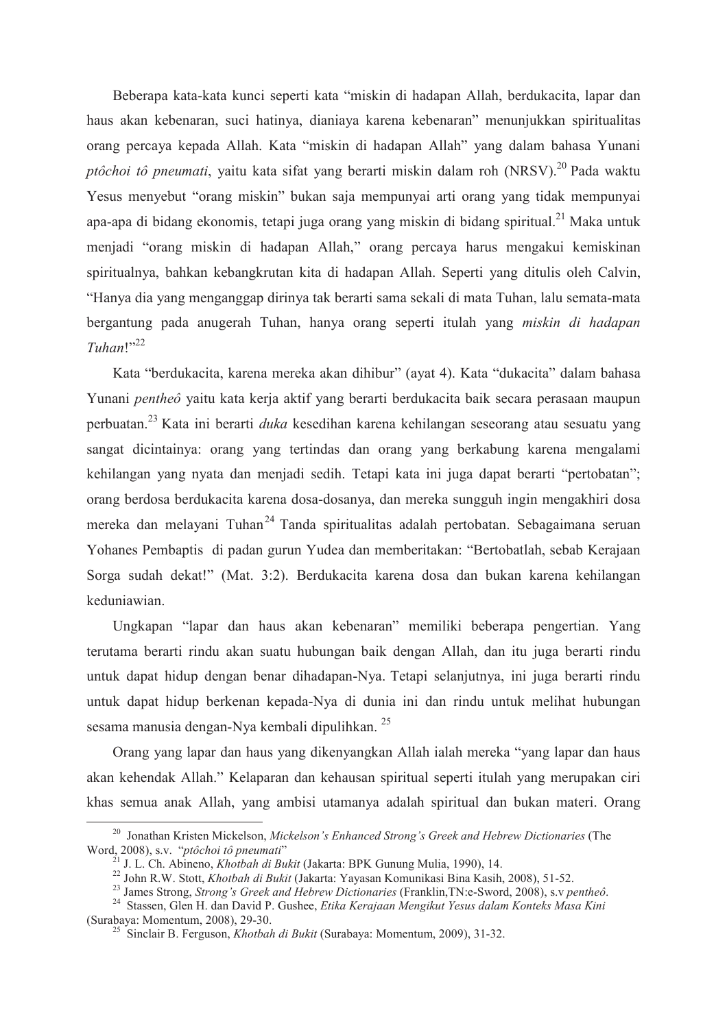Beberapa kata-kata kunci seperti kata "miskin di hadapan Allah, berdukacita, lapar dan haus akan kebenaran, suci hatinya, dianiaya karena kebenaran" menunjukkan spiritualitas orang percaya kepada Allah. Kata "miskin di hadapan Allah" yang dalam bahasa Yunani *ptôchoi tô pneumati*, yaitu kata sifat yang berarti miskin dalam roh (NRSV).[20] Pada waktu Yesus menyebut "orang miskin" bukan saja mempunyai arti orang yang tidak mempunyai apa-apa di bidang ekonomis, tetapi juga orang yang miskin di bidang spiritual.[21] Maka untuk menjadi "orang miskin di hadapan Allah," orang percaya harus mengakui kemiskinan spiritualnya, bahkan kebangkrutan kita di hadapan Allah. Seperti yang ditulis oleh Calvin, "Hanya dia yang menganggap dirinya tak berarti sama sekali di mata Tuhan, lalu semata-mata bergantung pada anugerah Tuhan, hanya orang seperti itulah yang *miskin di hadapan Tuhan*!"[22]

Kata "berdukacita, karena mereka akan dihibur" (ayat 4). Kata "dukacita" dalam bahasa Yunani *pentheô* yaitu kata kerja aktif yang berarti berdukacita baik secara perasaan maupun perbuatan.[23] Kata ini berarti *duka* kesedihan karena kehilangan seseorang atau sesuatu yang sangat dicintainya: orang yang tertindas dan orang yang berkabung karena mengalami kehilangan yang nyata dan menjadi sedih. Tetapi kata ini juga dapat berarti "pertobatan"; orang berdosa berdukacita karena dosa-dosanya, dan mereka sungguh ingin mengakhiri dosa mereka dan melayani Tuhan[24] Tanda spiritualitas adalah pertobatan. Sebagaimana seruan Yohanes Pembaptis di padan gurun Yudea dan memberitakan: "Bertobatlah, sebab Kerajaan Sorga sudah dekat!" (Mat. 3:2). Berdukacita karena dosa dan bukan karena kehilangan keduniawian.

Ungkapan "lapar dan haus akan kebenaran" memiliki beberapa pengertian. Yang terutama berarti rindu akan suatu hubungan baik dengan Allah, dan itu juga berarti rindu untuk dapat hidup dengan benar dihadapan-Nya. Tetapi selanjutnya, ini juga berarti rindu untuk dapat hidup berkenan kepada-Nya di dunia ini dan rindu untuk melihat hubungan sesama manusia dengan-Nya kembali dipulihkan.[25]

Orang yang lapar dan haus yang dikenyangkan Allah ialah mereka "yang lapar dan haus akan kehendak Allah." Kelaparan dan kehausan spiritual seperti itulah yang merupakan ciri khas semua anak Allah, yang ambisi utamanya adalah spiritual dan bukan materi. Orang

---

[20] Jonathan Kristen Mickelson, *Mickelson's Enhanced Strong's Greek and Hebrew Dictionaries* (The Word, 2008), s.v. "*ptôchoi tô pneumati*"

[21] J. L. Ch. Abineno, *Khotbah di Bukit* (Jakarta: BPK Gunung Mulia, 1990), 14.

[22] John R.W. Stott, *Khotbah di Bukit* (Jakarta: Yayasan Komunikasi Bina Kasih, 2008), 51-52.

[23] James Strong, *Strong's Greek and Hebrew Dictionaries* (Franklin,TN:e-Sword, 2008), s.v *pentheô*.

[24] Stassen, Glen H. dan David P. Gushee, *Etika Kerajaan Mengikut Yesus dalam Konteks Masa Kini* (Surabaya: Momentum, 2008), 29-30.

[25] Sinclair B. Ferguson, *Khotbah di Bukit* (Surabaya: Momentum, 2009), 31-32.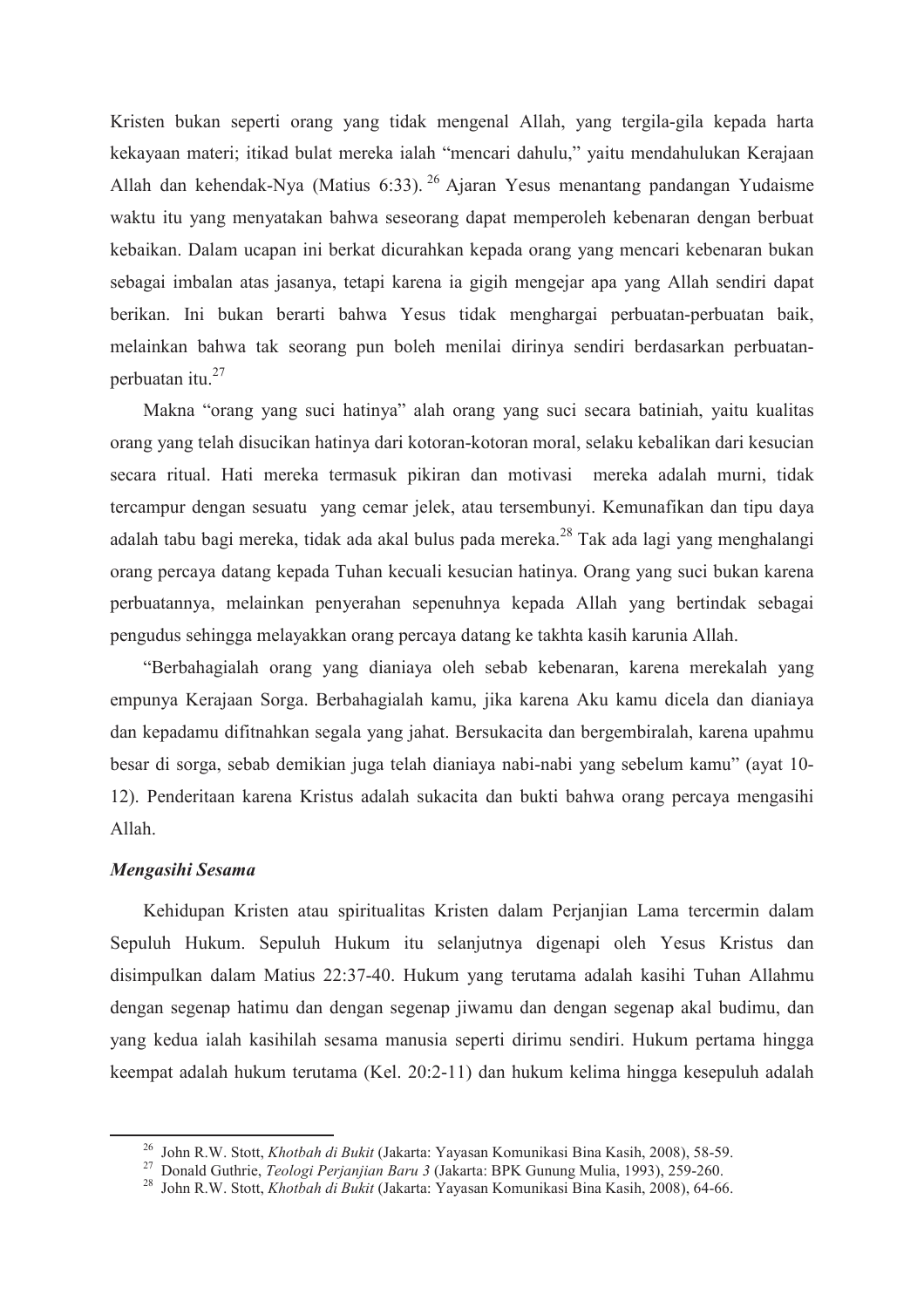Kristen bukan seperti orang yang tidak mengenal Allah, yang tergila-gila kepada harta kekayaan materi; itikad bulat mereka ialah "mencari dahulu," yaitu mendahulukan Kerajaan Allah dan kehendak-Nya (Matius 6:33).[26] Ajaran Yesus menantang pandangan Yudaisme waktu itu yang menyatakan bahwa seseorang dapat memperoleh kebenaran dengan berbuat kebaikan. Dalam ucapan ini berkat dicurahkan kepada orang yang mencari kebenaran bukan sebagai imbalan atas jasanya, tetapi karena ia gigih mengejar apa yang Allah sendiri dapat berikan. Ini bukan berarti bahwa Yesus tidak menghargai perbuatan-perbuatan baik, melainkan bahwa tak seorang pun boleh menilai dirinya sendiri berdasarkan perbuatan-perbuatan itu.[27]

Makna "orang yang suci hatinya" alah orang yang suci secara batiniah, yaitu kualitas orang yang telah disucikan hatinya dari kotoran-kotoran moral, selaku kebalikan dari kesucian secara ritual. Hati mereka termasuk pikiran dan motivasi mereka adalah murni, tidak tercampur dengan sesuatu yang cemar jelek, atau tersembunyi. Kemunafikan dan tipu daya adalah tabu bagi mereka, tidak ada akal bulus pada mereka.[28] Tak ada lagi yang menghalangi orang percaya datang kepada Tuhan kecuali kesucian hatinya. Orang yang suci bukan karena perbuatannya, melainkan penyerahan sepenuhnya kepada Allah yang bertindak sebagai pengudus sehingga melayakkan orang percaya datang ke takhta kasih karunia Allah.

"Berbahagialah orang yang dianiaya oleh sebab kebenaran, karena merekalah yang empunya Kerajaan Sorga. Berbahagialah kamu, jika karena Aku kamu dicela dan dianiaya dan kepadamu difitnahkan segala yang jahat. Bersukacita dan bergembiralah, karena upahmu besar di sorga, sebab demikian juga telah dianiaya nabi-nabi yang sebelum kamu" (ayat 10-12). Penderitaan karena Kristus adalah sukacita dan bukti bahwa orang percaya mengasihi Allah.

***Mengasihi Sesama***

Kehidupan Kristen atau spiritualitas Kristen dalam Perjanjian Lama tercermin dalam Sepuluh Hukum. Sepuluh Hukum itu selanjutnya digenapi oleh Yesus Kristus dan disimpulkan dalam Matius 22:37-40. Hukum yang terutama adalah kasihi Tuhan Allahmu dengan segenap hatimu dan dengan segenap jiwamu dan dengan segenap akal budimu, dan yang kedua ialah kasihilah sesama manusia seperti dirimu sendiri. Hukum pertama hingga keempat adalah hukum terutama (Kel. 20:2-11) dan hukum kelima hingga kesepuluh adalah

---

[26] John R.W. Stott, *Khotbah di Bukit* (Jakarta: Yayasan Komunikasi Bina Kasih, 2008), 58-59.

[27] Donald Guthrie, *Teologi Perjanjian Baru 3* (Jakarta: BPK Gunung Mulia, 1993), 259-260.

[28] John R.W. Stott, *Khotbah di Bukit* (Jakarta: Yayasan Komunikasi Bina Kasih, 2008), 64-66.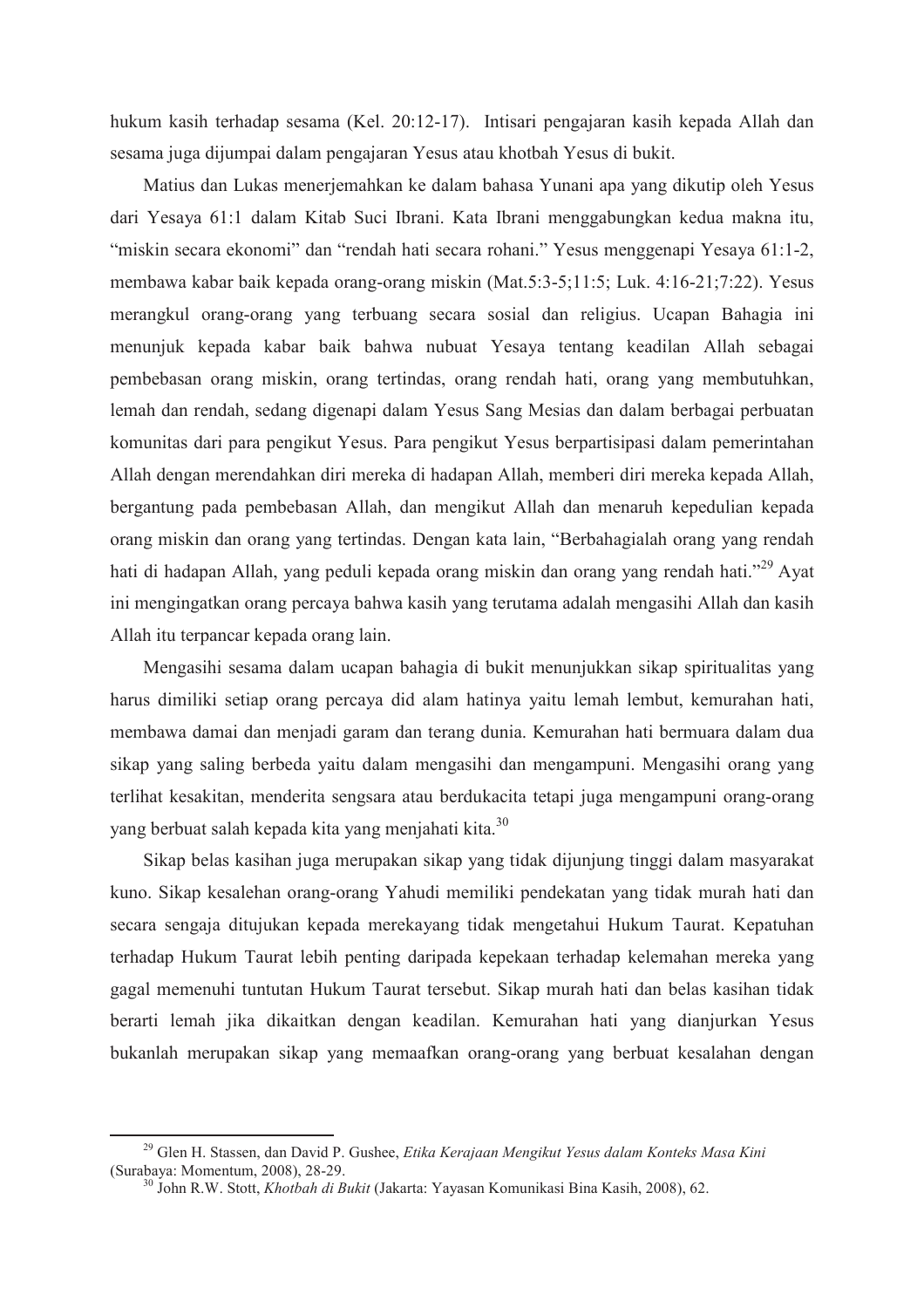hukum kasih terhadap sesama (Kel. 20:12-17). Intisari pengajaran kasih kepada Allah dan sesama juga dijumpai dalam pengajaran Yesus atau khotbah Yesus di bukit.

Matius dan Lukas menerjemahkan ke dalam bahasa Yunani apa yang dikutip oleh Yesus dari Yesaya 61:1 dalam Kitab Suci Ibrani. Kata Ibrani menggabungkan kedua makna itu, "miskin secara ekonomi" dan "rendah hati secara rohani." Yesus menggenapi Yesaya 61:1-2, membawa kabar baik kepada orang-orang miskin (Mat.5:3-5;11:5; Luk. 4:16-21;7:22). Yesus merangkul orang-orang yang terbuang secara sosial dan religius. Ucapan Bahagia ini menunjuk kepada kabar baik bahwa nubuat Yesaya tentang keadilan Allah sebagai pembebasan orang miskin, orang tertindas, orang rendah hati, orang yang membutuhkan, lemah dan rendah, sedang digenapi dalam Yesus Sang Mesias dan dalam berbagai perbuatan komunitas dari para pengikut Yesus. Para pengikut Yesus berpartisipasi dalam pemerintahan Allah dengan merendahkan diri mereka di hadapan Allah, memberi diri mereka kepada Allah, bergantung pada pembebasan Allah, dan mengikut Allah dan menaruh kepedulian kepada orang miskin dan orang yang tertindas. Dengan kata lain, "Berbahagialah orang yang rendah hati di hadapan Allah, yang peduli kepada orang miskin dan orang yang rendah hati."[29] Ayat ini mengingatkan orang percaya bahwa kasih yang terutama adalah mengasihi Allah dan kasih Allah itu terpancar kepada orang lain.

Mengasihi sesama dalam ucapan bahagia di bukit menunjukkan sikap spiritualitas yang harus dimiliki setiap orang percaya did alam hatinya yaitu lemah lembut, kemurahan hati, membawa damai dan menjadi garam dan terang dunia. Kemurahan hati bermuara dalam dua sikap yang saling berbeda yaitu dalam mengasihi dan mengampuni. Mengasihi orang yang terlihat kesakitan, menderita sengsara atau berdukacita tetapi juga mengampuni orang-orang yang berbuat salah kepada kita yang menjahati kita.[30]

Sikap belas kasihan juga merupakan sikap yang tidak dijunjung tinggi dalam masyarakat kuno. Sikap kesalehan orang-orang Yahudi memiliki pendekatan yang tidak murah hati dan secara sengaja ditujukan kepada merekayang tidak mengetahui Hukum Taurat. Kepatuhan terhadap Hukum Taurat lebih penting daripada kepekaan terhadap kelemahan mereka yang gagal memenuhi tuntutan Hukum Taurat tersebut. Sikap murah hati dan belas kasihan tidak berarti lemah jika dikaitkan dengan keadilan. Kemurahan hati yang dianjurkan Yesus bukanlah merupakan sikap yang memaafkan orang-orang yang berbuat kesalahan dengan

---

[29] Glen H. Stassen, dan David P. Gushee, *Etika Kerajaan Mengikut Yesus dalam Konteks Masa Kini* (Surabaya: Momentum, 2008), 28-29.

[30] John R.W. Stott, *Khotbah di Bukit* (Jakarta: Yayasan Komunikasi Bina Kasih, 2008), 62.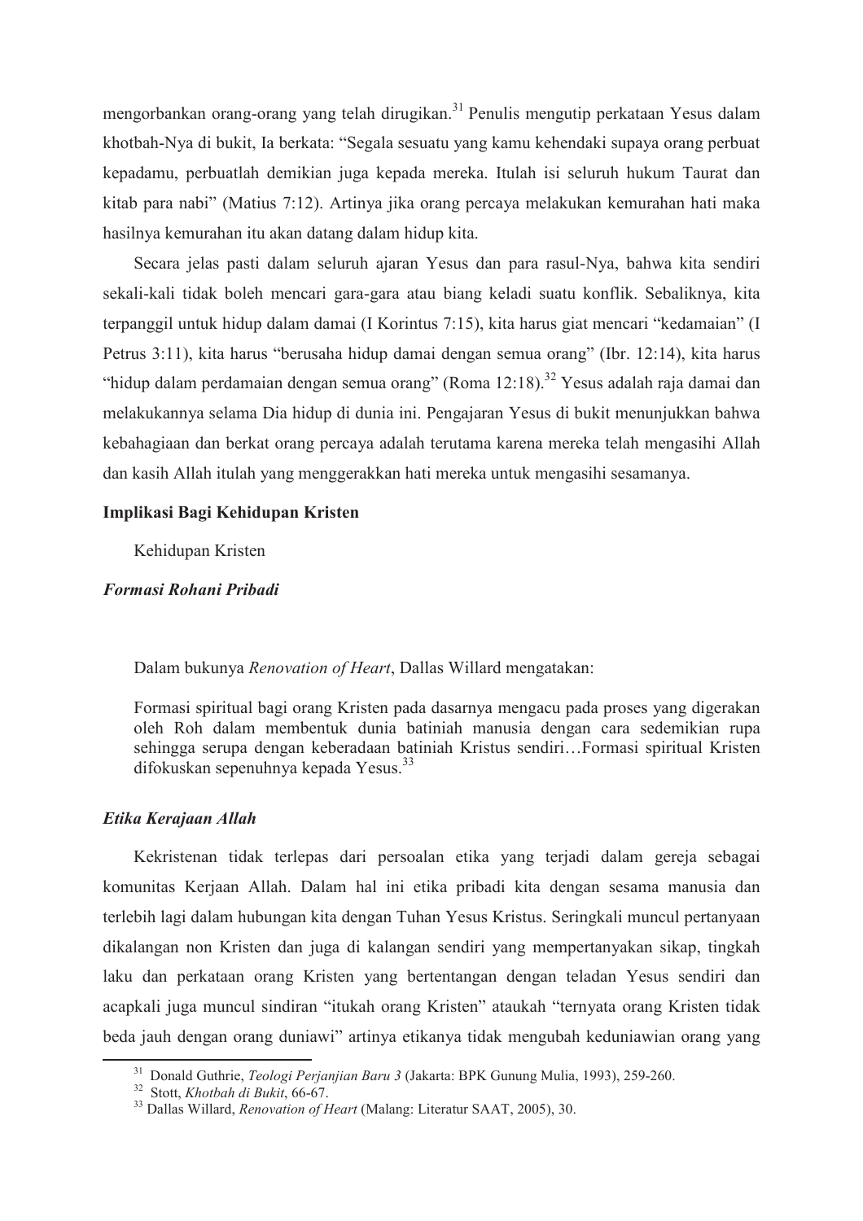mengorbankan orang-orang yang telah dirugikan.[31] Penulis mengutip perkataan Yesus dalam khotbah-Nya di bukit, Ia berkata: "Segala sesuatu yang kamu kehendaki supaya orang perbuat kepadamu, perbuatlah demikian juga kepada mereka. Itulah isi seluruh hukum Taurat dan kitab para nabi" (Matius 7:12). Artinya jika orang percaya melakukan kemurahan hati maka hasilnya kemurahan itu akan datang dalam hidup kita.

Secara jelas pasti dalam seluruh ajaran Yesus dan para rasul-Nya, bahwa kita sendiri sekali-kali tidak boleh mencari gara-gara atau biang keladi suatu konflik. Sebaliknya, kita terpanggil untuk hidup dalam damai (I Korintus 7:15), kita harus giat mencari "kedamaian" (I Petrus 3:11), kita harus "berusaha hidup damai dengan semua orang" (Ibr. 12:14), kita harus "hidup dalam perdamaian dengan semua orang" (Roma 12:18).[32] Yesus adalah raja damai dan melakukannya selama Dia hidup di dunia ini. Pengajaran Yesus di bukit menunjukkan bahwa kebahagiaan dan berkat orang percaya adalah terutama karena mereka telah mengasihi Allah dan kasih Allah itulah yang menggerakkan hati mereka untuk mengasihi sesamanya.

**Implikasi Bagi Kehidupan Kristen**

Kehidupan Kristen

***Formasi Rohani Pribadi***

Dalam bukunya *Renovation of Heart*, Dallas Willard mengatakan:

> Formasi spiritual bagi orang Kristen pada dasarnya mengacu pada proses yang digerakan oleh Roh dalam membentuk dunia batiniah manusia dengan cara sedemikian rupa sehingga serupa dengan keberadaan batiniah Kristus sendiri…Formasi spiritual Kristen difokuskan sepenuhnya kepada Yesus.[33]

***Etika Kerajaan Allah***

Kekristenan tidak terlepas dari persoalan etika yang terjadi dalam gereja sebagai komunitas Kerjaan Allah. Dalam hal ini etika pribadi kita dengan sesama manusia dan terlebih lagi dalam hubungan kita dengan Tuhan Yesus Kristus. Seringkali muncul pertanyaan dikalangan non Kristen dan juga di kalangan sendiri yang mempertanyakan sikap, tingkah laku dan perkataan orang Kristen yang bertentangan dengan teladan Yesus sendiri dan acapkali juga muncul sindiran "itukah orang Kristen" ataukah "ternyata orang Kristen tidak beda jauh dengan orang duniawi" artinya etikanya tidak mengubah keduniawian orang yang

---

[31] Donald Guthrie, *Teologi Perjanjian Baru 3* (Jakarta: BPK Gunung Mulia, 1993), 259-260.

[32] Stott, *Khotbah di Bukit*, 66-67.

[33] Dallas Willard, *Renovation of Heart* (Malang: Literatur SAAT, 2005), 30.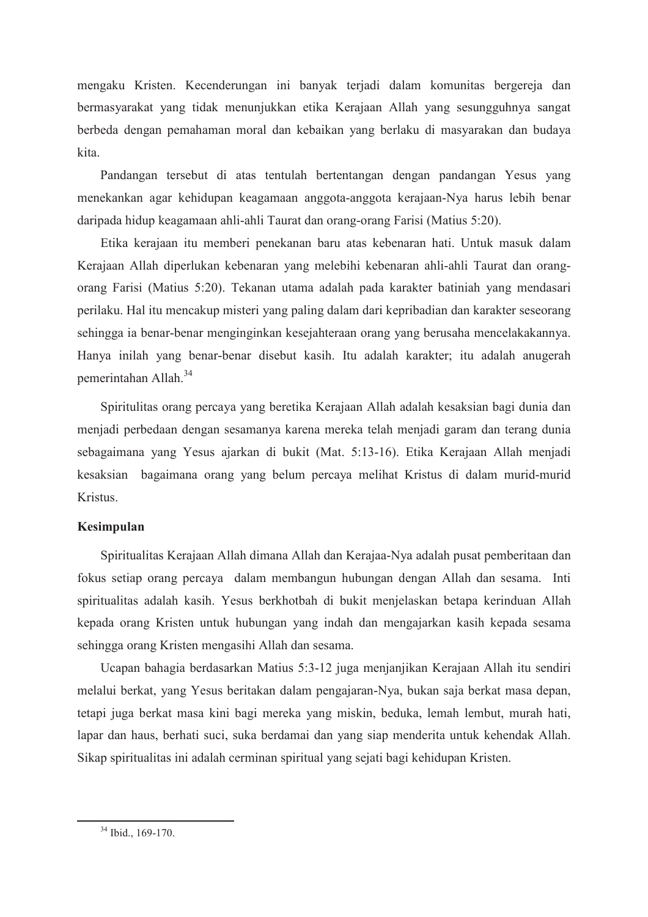mengaku Kristen. Kecenderungan ini banyak terjadi dalam komunitas bergereja dan bermasyarakat yang tidak menunjukkan etika Kerajaan Allah yang sesungguhnya sangat berbeda dengan pemahaman moral dan kebaikan yang berlaku di masyarakan dan budaya kita.

Pandangan tersebut di atas tentulah bertentangan dengan pandangan Yesus yang menekankan agar kehidupan keagamaan anggota-anggota kerajaan-Nya harus lebih benar daripada hidup keagamaan ahli-ahli Taurat dan orang-orang Farisi (Matius 5:20).

Etika kerajaan itu memberi penekanan baru atas kebenaran hati. Untuk masuk dalam Kerajaan Allah diperlukan kebenaran yang melebihi kebenaran ahli-ahli Taurat dan orang-orang Farisi (Matius 5:20). Tekanan utama adalah pada karakter batiniah yang mendasari perilaku. Hal itu mencakup misteri yang paling dalam dari kepribadian dan karakter seseorang sehingga ia benar-benar menginginkan kesejahteraan orang yang berusaha mencelakakannya. Hanya inilah yang benar-benar disebut kasih. Itu adalah karakter; itu adalah anugerah pemerintahan Allah.[34]

Spiritulitas orang percaya yang beretika Kerajaan Allah adalah kesaksian bagi dunia dan menjadi perbedaan dengan sesamanya karena mereka telah menjadi garam dan terang dunia sebagaimana yang Yesus ajarkan di bukit (Mat. 5:13-16). Etika Kerajaan Allah menjadi kesaksian bagaimana orang yang belum percaya melihat Kristus di dalam murid-murid Kristus.

**Kesimpulan**

Spiritualitas Kerajaan Allah dimana Allah dan Kerajaa-Nya adalah pusat pemberitaan dan fokus setiap orang percaya dalam membangun hubungan dengan Allah dan sesama. Inti spiritualitas adalah kasih. Yesus berkhotbah di bukit menjelaskan betapa kerinduan Allah kepada orang Kristen untuk hubungan yang indah dan mengajarkan kasih kepada sesama sehingga orang Kristen mengasihi Allah dan sesama.

Ucapan bahagia berdasarkan Matius 5:3-12 juga menjanjikan Kerajaan Allah itu sendiri melalui berkat, yang Yesus beritakan dalam pengajaran-Nya, bukan saja berkat masa depan, tetapi juga berkat masa kini bagi mereka yang miskin, beduka, lemah lembut, murah hati, lapar dan haus, berhati suci, suka berdamai dan yang siap menderita untuk kehendak Allah. Sikap spiritualitas ini adalah cerminan spiritual yang sejati bagi kehidupan Kristen.

---

[34] Ibid., 169-170.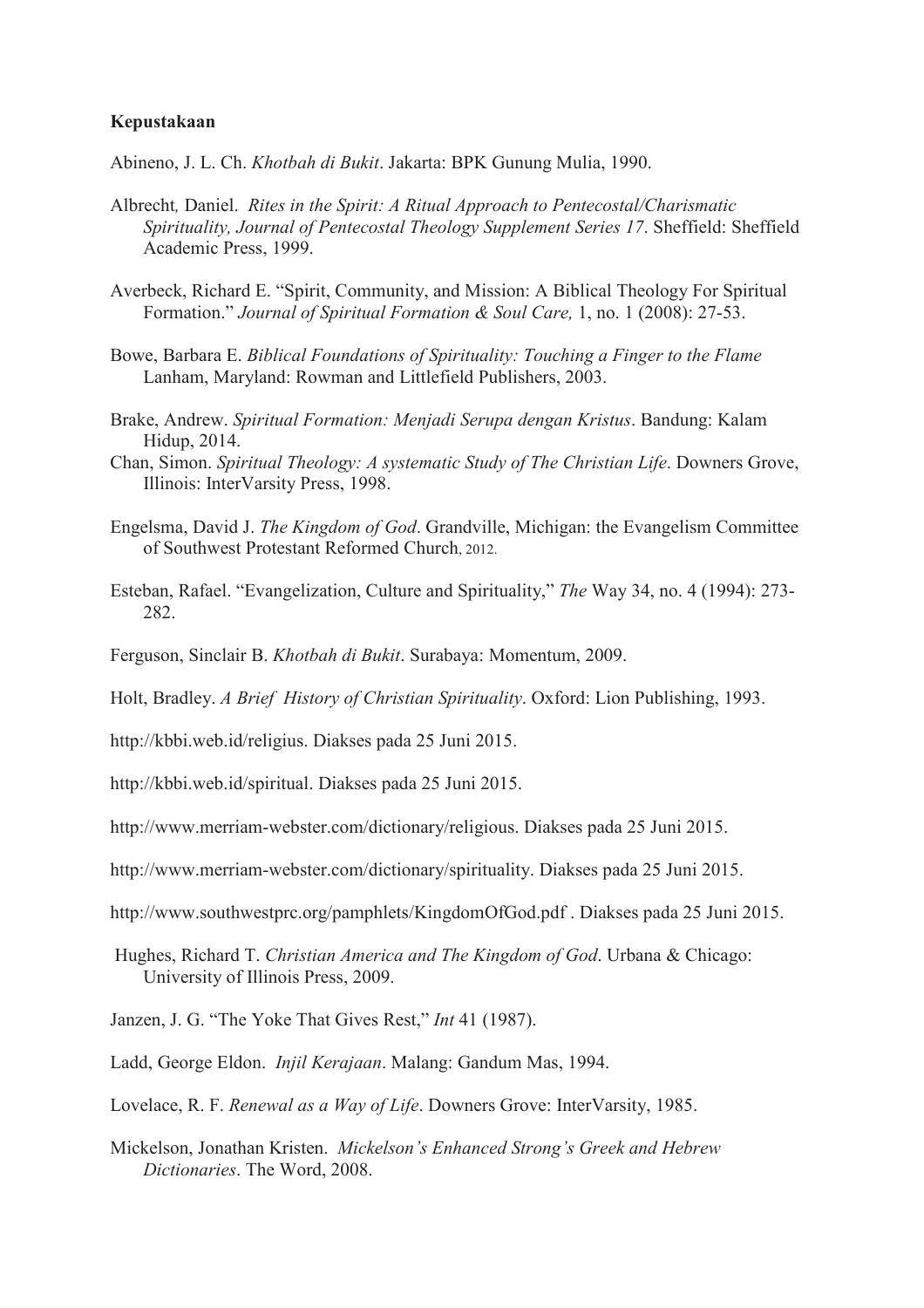**Kepustakaan**

Abineno, J. L. Ch. *Khotbah di Bukit*. Jakarta: BPK Gunung Mulia, 1990.

Albrecht*,* Daniel. *Rites in the Spirit: A Ritual Approach to Pentecostal/Charismatic Spirituality, Journal of Pentecostal Theology Supplement Series 17*. Sheffield: Sheffield Academic Press, 1999.

Averbeck, Richard E. "Spirit, Community, and Mission: A Biblical Theology For Spiritual Formation." *Journal of Spiritual Formation & Soul Care,* 1, no. 1 (2008): 27-53.

Bowe, Barbara E. *Biblical Foundations of Spirituality: Touching a Finger to the Flame* Lanham, Maryland: Rowman and Littlefield Publishers, 2003.

Brake, Andrew. *Spiritual Formation: Menjadi Serupa dengan Kristus*. Bandung: Kalam Hidup, 2014.

Chan, Simon. *Spiritual Theology: A systematic Study of The Christian Life*. Downers Grove, Illinois: InterVarsity Press, 1998.

Engelsma, David J. *The Kingdom of God*. Grandville, Michigan: the Evangelism Committee of Southwest Protestant Reformed Church, 2012.

Esteban, Rafael. "Evangelization, Culture and Spirituality," *The* Way 34, no. 4 (1994): 273-282.

Ferguson, Sinclair B. *Khotbah di Bukit*. Surabaya: Momentum, 2009.

Holt, Bradley. *A Brief History of Christian Spirituality*. Oxford: Lion Publishing, 1993.

http://kbbi.web.id/religius. Diakses pada 25 Juni 2015.

http://kbbi.web.id/spiritual. Diakses pada 25 Juni 2015.

http://www.merriam-webster.com/dictionary/religious. Diakses pada 25 Juni 2015.

http://www.merriam-webster.com/dictionary/spirituality. Diakses pada 25 Juni 2015.

http://www.southwestprc.org/pamphlets/KingdomOfGod.pdf . Diakses pada 25 Juni 2015.

Hughes, Richard T. *Christian America and The Kingdom of God*. Urbana & Chicago: University of Illinois Press, 2009.

Janzen, J. G. "The Yoke That Gives Rest," *Int* 41 (1987).

Ladd, George Eldon. *Injil Kerajaan*. Malang: Gandum Mas, 1994.

Lovelace, R. F. *Renewal as a Way of Life*. Downers Grove: InterVarsity, 1985.

Mickelson, Jonathan Kristen. *Mickelson's Enhanced Strong's Greek and Hebrew Dictionaries*. The Word, 2008.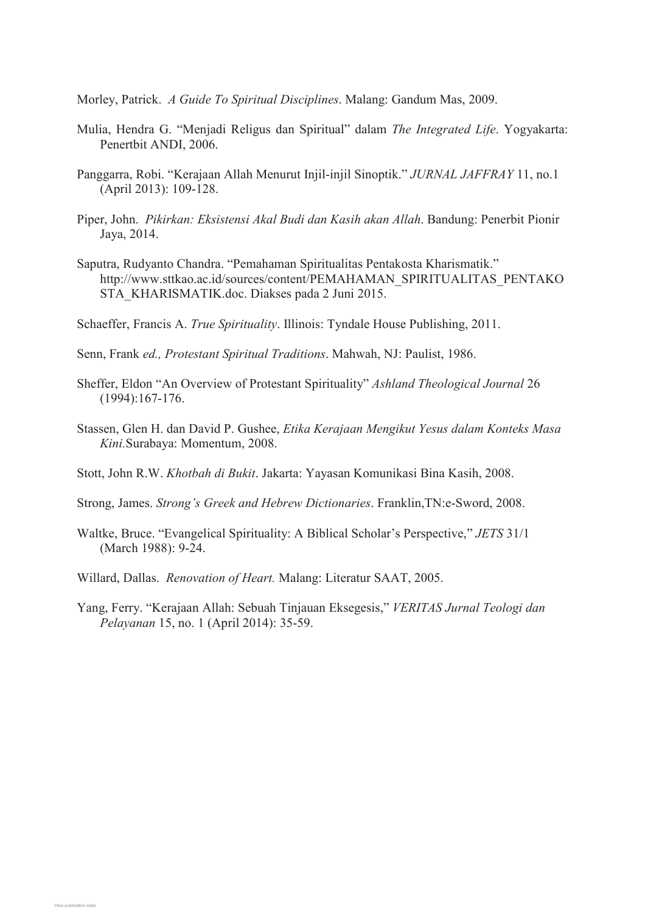Morley, Patrick. *A Guide To Spiritual Disciplines*. Malang: Gandum Mas, 2009.

Mulia, Hendra G. "Menjadi Religus dan Spiritual" dalam *The Integrated Life*. Yogyakarta: Penertbit ANDI, 2006.

Panggarra, Robi. "Kerajaan Allah Menurut Injil-injil Sinoptik." *JURNAL JAFFRAY* 11, no.1 (April 2013): 109-128.

Piper, John. *Pikirkan: Eksistensi Akal Budi dan Kasih akan Allah*. Bandung: Penerbit Pionir Jaya, 2014.

Saputra, Rudyanto Chandra. "Pemahaman Spiritualitas Pentakosta Kharismatik." http://www.sttkao.ac.id/sources/content/PEMAHAMAN_SPIRITUALITAS_PENTAKOSTA_KHARISMATIK.doc. Diakses pada 2 Juni 2015.

Schaeffer, Francis A. *True Spirituality*. Illinois: Tyndale House Publishing, 2011.

Senn, Frank *ed., Protestant Spiritual Traditions*. Mahwah, NJ: Paulist, 1986.

Sheffer, Eldon "An Overview of Protestant Spirituality" *Ashland Theological Journal* 26 (1994):167-176.

Stassen, Glen H. dan David P. Gushee, *Etika Kerajaan Mengikut Yesus dalam Konteks Masa Kini.*Surabaya: Momentum, 2008.

Stott, John R.W. *Khotbah di Bukit*. Jakarta: Yayasan Komunikasi Bina Kasih, 2008.

Strong, James. *Strong's Greek and Hebrew Dictionaries*. Franklin,TN:e-Sword, 2008.

Waltke, Bruce. "Evangelical Spirituality: A Biblical Scholar's Perspective," *JETS* 31/1 (March 1988): 9-24.

Willard, Dallas. *Renovation of Heart.* Malang: Literatur SAAT, 2005.

Yang, Ferry. "Kerajaan Allah: Sebuah Tinjauan Eksegesis," *VERITAS Jurnal Teologi dan Pelayanan* 15, no. 1 (April 2014): 35-59.